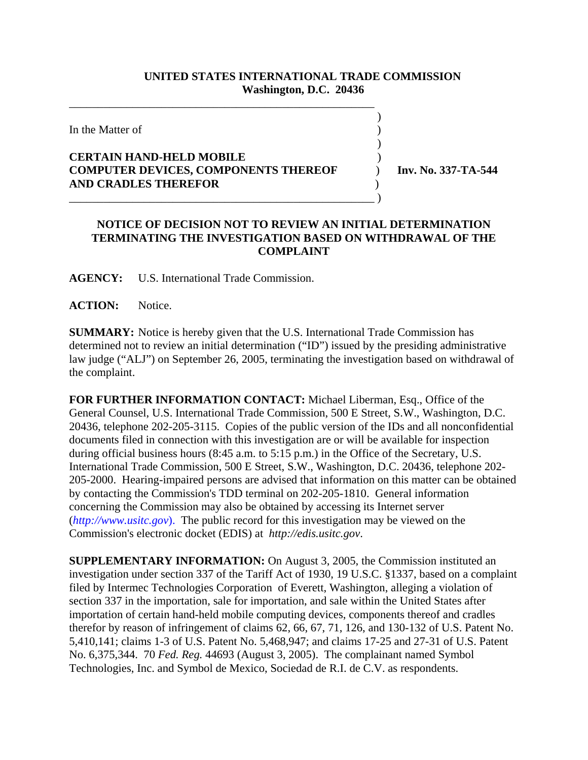**UNITED STATES INTERNATIONAL TRADE COMMISSION**
**Washington, D.C. 20436**

In the Matter of

**CERTAIN HAND-HELD MOBILE COMPUTER DEVICES, COMPONENTS THEREOF AND CRADLES THEREFOR**

**Inv. No. 337-TA-544**

## NOTICE OF DECISION NOT TO REVIEW AN INITIAL DETERMINATION TERMINATING THE INVESTIGATION BASED ON WITHDRAWAL OF THE COMPLAINT

**AGENCY:** U.S. International Trade Commission.

**ACTION:** Notice.

**SUMMARY:** Notice is hereby given that the U.S. International Trade Commission has determined not to review an initial determination ("ID") issued by the presiding administrative law judge ("ALJ") on September 26, 2005, terminating the investigation based on withdrawal of the complaint.

**FOR FURTHER INFORMATION CONTACT:** Michael Liberman, Esq., Office of the General Counsel, U.S. International Trade Commission, 500 E Street, S.W., Washington, D.C. 20436, telephone 202-205-3115. Copies of the public version of the IDs and all nonconfidential documents filed in connection with this investigation are or will be available for inspection during official business hours (8:45 a.m. to 5:15 p.m.) in the Office of the Secretary, U.S. International Trade Commission, 500 E Street, S.W., Washington, D.C. 20436, telephone 202-205-2000. Hearing-impaired persons are advised that information on this matter can be obtained by contacting the Commission's TDD terminal on 202-205-1810. General information concerning the Commission may also be obtained by accessing its Internet server (*http://www.usitc.gov*). The public record for this investigation may be viewed on the Commission's electronic docket (EDIS) at *http://edis.usitc.gov*.

**SUPPLEMENTARY INFORMATION:** On August 3, 2005, the Commission instituted an investigation under section 337 of the Tariff Act of 1930, 19 U.S.C. §1337, based on a complaint filed by Intermec Technologies Corporation of Everett, Washington, alleging a violation of section 337 in the importation, sale for importation, and sale within the United States after importation of certain hand-held mobile computing devices, components thereof and cradles therefor by reason of infringement of claims 62, 66, 67, 71, 126, and 130-132 of U.S. Patent No. 5,410,141; claims 1-3 of U.S. Patent No. 5,468,947; and claims 17-25 and 27-31 of U.S. Patent No. 6,375,344. 70 *Fed. Reg.* 44693 (August 3, 2005). The complainant named Symbol Technologies, Inc. and Symbol de Mexico, Sociedad de R.I. de C.V. as respondents.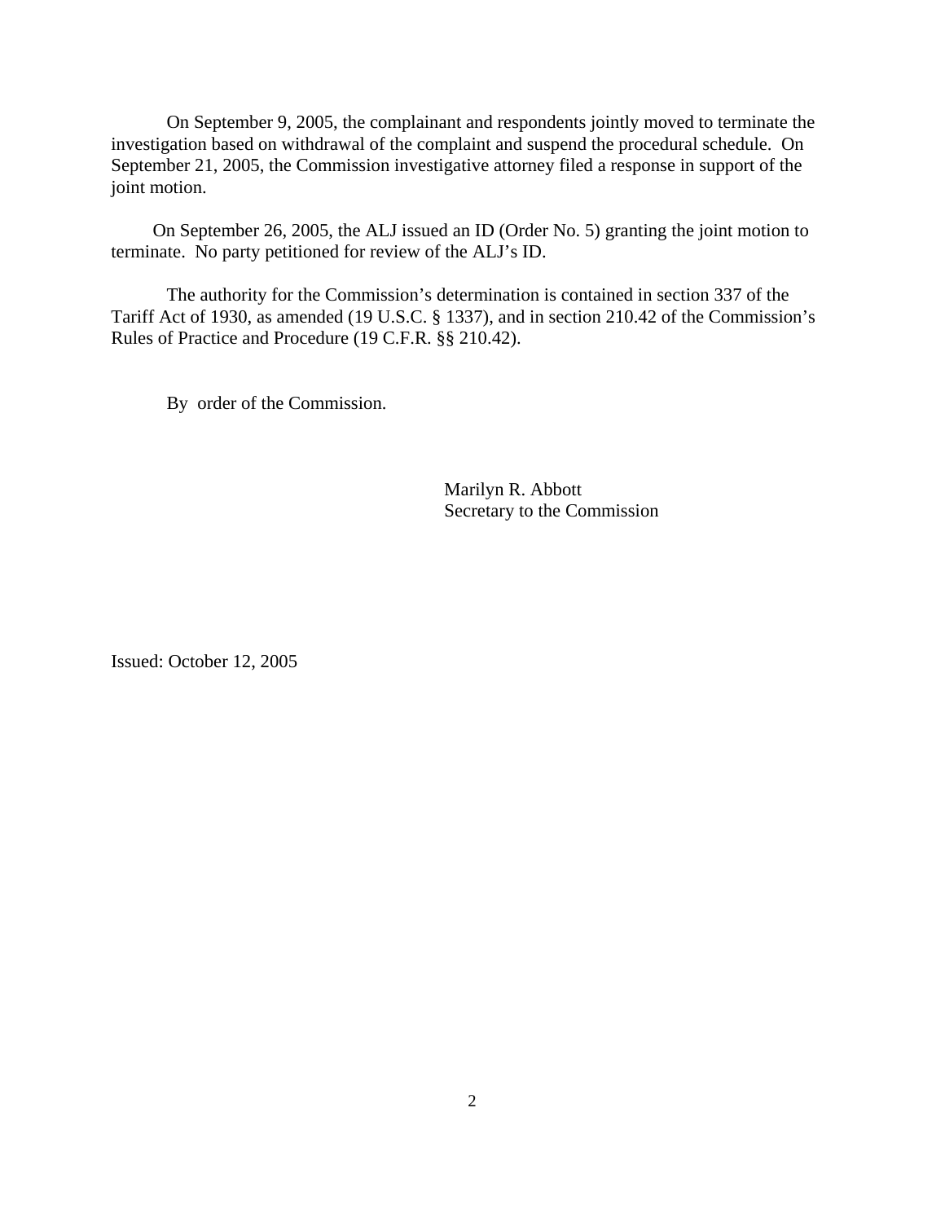On September 9, 2005, the complainant and respondents jointly moved to terminate the investigation based on withdrawal of the complaint and suspend the procedural schedule. On September 21, 2005, the Commission investigative attorney filed a response in support of the joint motion.

On September 26, 2005, the ALJ issued an ID (Order No. 5) granting the joint motion to terminate. No party petitioned for review of the ALJ's ID.

The authority for the Commission's determination is contained in section 337 of the Tariff Act of 1930, as amended (19 U.S.C. § 1337), and in section 210.42 of the Commission's Rules of Practice and Procedure (19 C.F.R. §§ 210.42).

By order of the Commission.

Marilyn R. Abbott
Secretary to the Commission

Issued: October 12, 2005